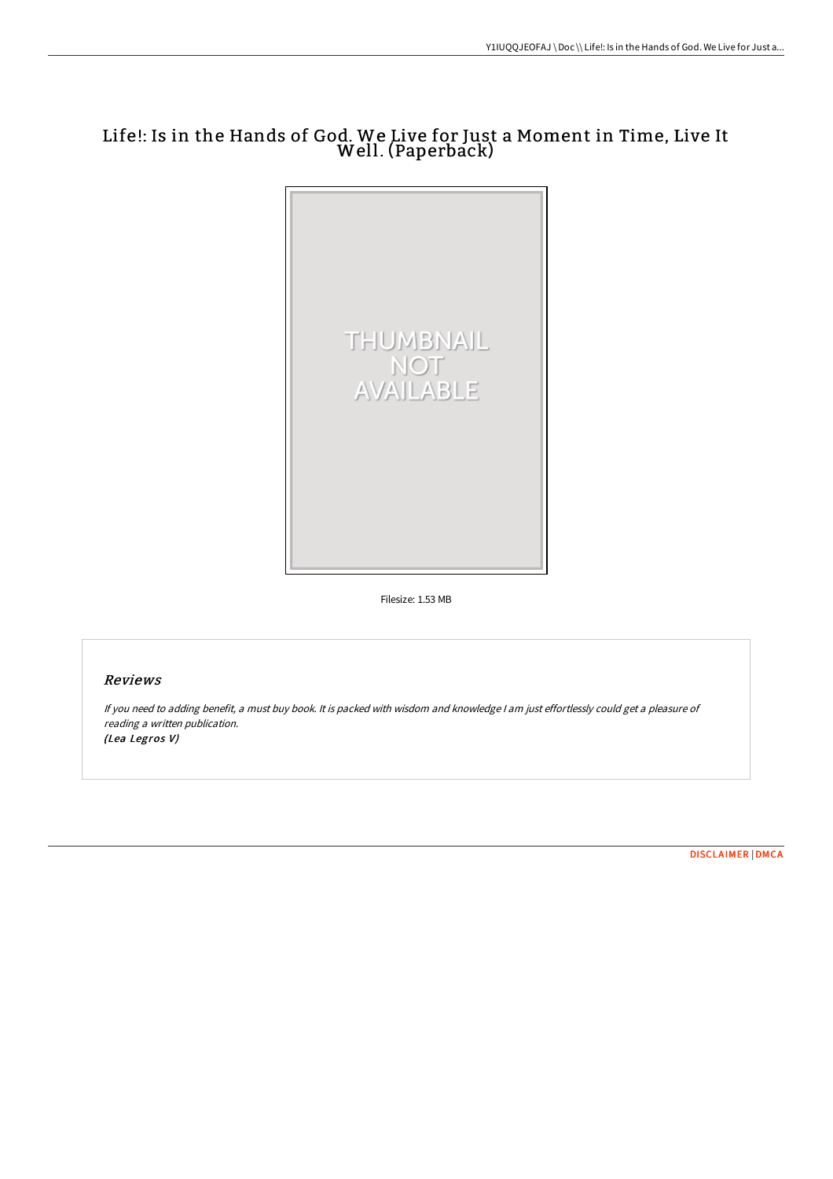# Life!: Is in the Hands of God. We Live for Just a Moment in Time, Live It Well. (Paperback)

Filesize: 1.53 MB

## Reviews

*If you need to adding benefit, a must buy book. It is packed with wisdom and knowledge I am just effortlessly could get a pleasure of reading a written publication.*
*(Lea Legros V)*

DISCLAIMER | DMCA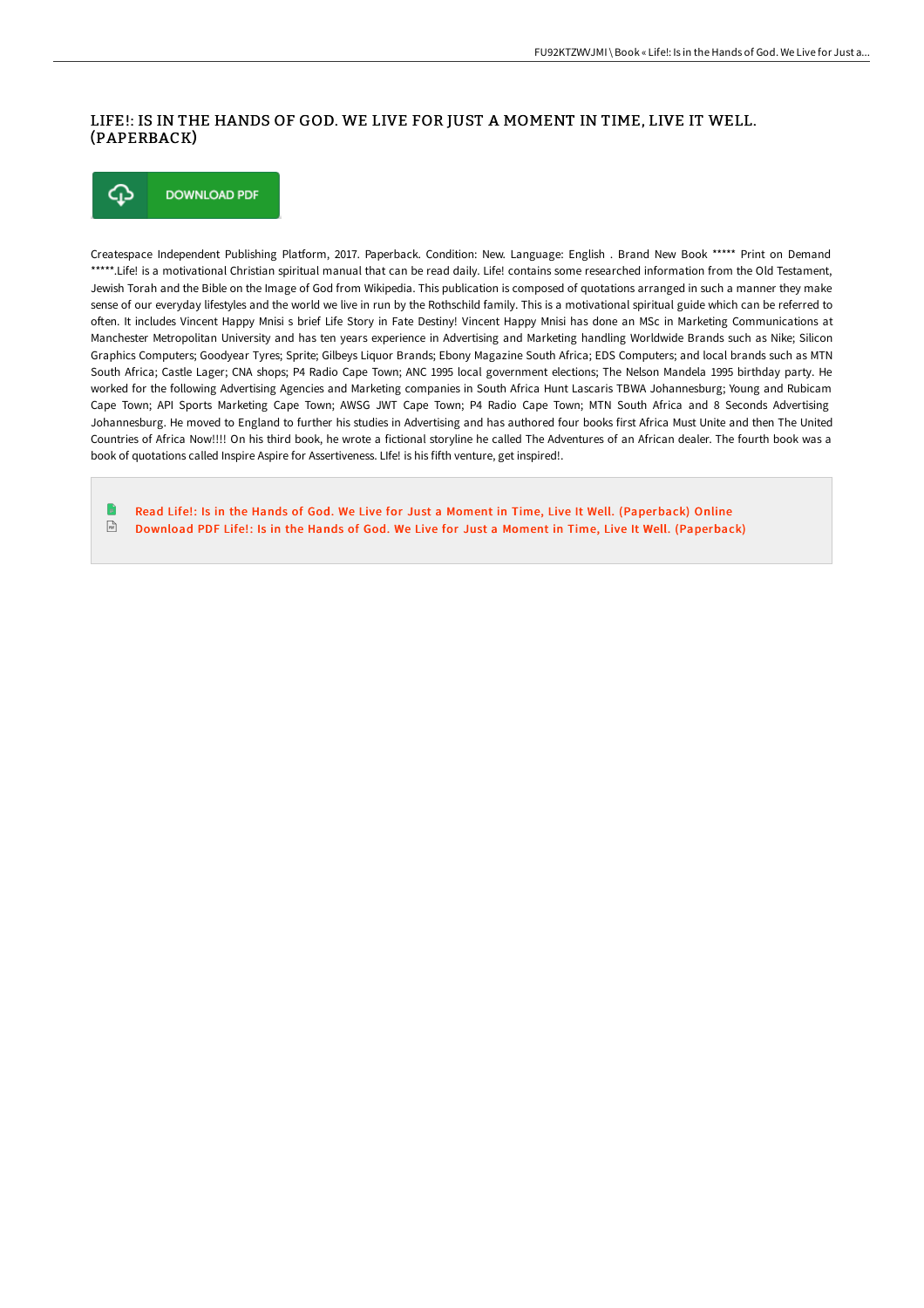# LIFE!: IS IN THE HANDS OF GOD. WE LIVE FOR JUST A MOMENT IN TIME, LIVE IT WELL. (PAPERBACK)

DOWNLOAD PDF

Createspace Independent Publishing Platform, 2017. Paperback. Condition: New. Language: English . Brand New Book ***** Print on Demand *****.Life! is a motivational Christian spiritual manual that can be read daily. Life! contains some researched information from the Old Testament, Jewish Torah and the Bible on the Image of God from Wikipedia. This publication is composed of quotations arranged in such a manner they make sense of our everyday lifestyles and the world we live in run by the Rothschild family. This is a motivational spiritual guide which can be referred to often. It includes Vincent Happy Mnisi s brief Life Story in Fate Destiny! Vincent Happy Mnisi has done an MSc in Marketing Communications at Manchester Metropolitan University and has ten years experience in Advertising and Marketing handling Worldwide Brands such as Nike; Silicon Graphics Computers; Goodyear Tyres; Sprite; Gilbeys Liquor Brands; Ebony Magazine South Africa; EDS Computers; and local brands such as MTN South Africa; Castle Lager; CNA shops; P4 Radio Cape Town; ANC 1995 local government elections; The Nelson Mandela 1995 birthday party. He worked for the following Advertising Agencies and Marketing companies in South Africa Hunt Lascaris TBWA Johannesburg; Young and Rubicam Cape Town; API Sports Marketing Cape Town; AWSG JWT Cape Town; P4 Radio Cape Town; MTN South Africa and 8 Seconds Advertising Johannesburg. He moved to England to further his studies in Advertising and has authored four books first Africa Must Unite and then The United Countries of Africa Now!!!! On his third book, he wrote a fictional storyline he called The Adventures of an African dealer. The fourth book was a book of quotations called Inspire Aspire for Assertiveness. LIfe! is his fifth venture, get inspired!.

Read Life!: Is in the Hands of God. We Live for Just a Moment in Time, Live It Well. (Paperback) Online

Download PDF Life!: Is in the Hands of God. We Live for Just a Moment in Time, Live It Well. (Paperback)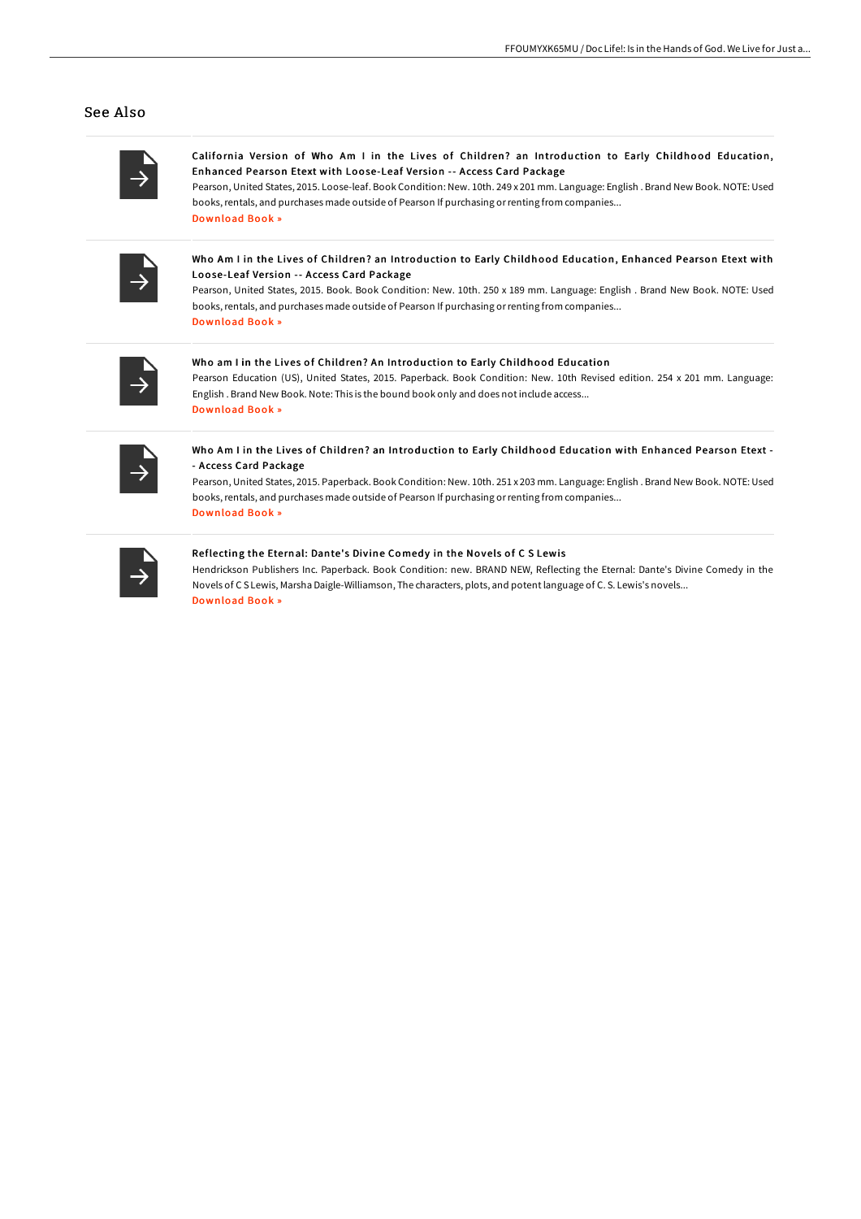## See Also

**California Version of Who Am I in the Lives of Children? an Introduction to Early Childhood Education, Enhanced Pearson Etext with Loose-Leaf Version -- Access Card Package**

Pearson, United States, 2015. Loose-leaf. Book Condition: New. 10th. 249 x 201 mm. Language: English . Brand New Book. NOTE: Used books, rentals, and purchases made outside of Pearson If purchasing or renting from companies...

Download Book »

**Who Am I in the Lives of Children? an Introduction to Early Childhood Education, Enhanced Pearson Etext with Loose-Leaf Version -- Access Card Package**

Pearson, United States, 2015. Book. Book Condition: New. 10th. 250 x 189 mm. Language: English . Brand New Book. NOTE: Used books, rentals, and purchases made outside of Pearson If purchasing or renting from companies...

Download Book »

**Who am I in the Lives of Children? An Introduction to Early Childhood Education**

Pearson Education (US), United States, 2015. Paperback. Book Condition: New. 10th Revised edition. 254 x 201 mm. Language: English . Brand New Book. Note: This is the bound book only and does not include access...

Download Book »

**Who Am I in the Lives of Children? an Introduction to Early Childhood Education with Enhanced Pearson Etext -- Access Card Package**

Pearson, United States, 2015. Paperback. Book Condition: New. 10th. 251 x 203 mm. Language: English . Brand New Book. NOTE: Used books, rentals, and purchases made outside of Pearson If purchasing or renting from companies...

Download Book »

**Reflecting the Eternal: Dante's Divine Comedy in the Novels of C S Lewis**

Hendrickson Publishers Inc. Paperback. Book Condition: new. BRAND NEW, Reflecting the Eternal: Dante's Divine Comedy in the Novels of C S Lewis, Marsha Daigle-Williamson, The characters, plots, and potent language of C. S. Lewis's novels...

Download Book »